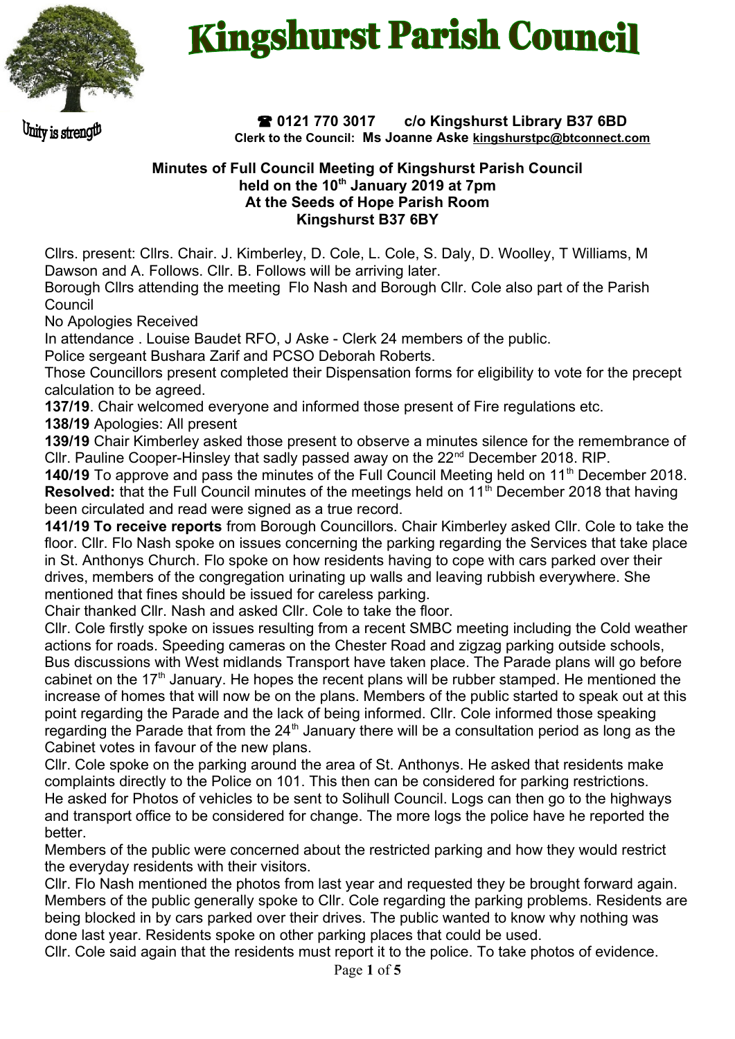# Kingshurst Parish Council

Unity is strength

☎ **0121 770 3017 c/o Kingshurst Library B37 6BD**
**Clerk to the Council: Ms Joanne Aske kingshurstpc@btconnect.com**

**Minutes of Full Council Meeting of Kingshurst Parish Council held on the 10th January 2019 at 7pm At the Seeds of Hope Parish Room Kingshurst B37 6BY**

Cllrs. present: Cllrs. Chair. J. Kimberley, D. Cole, L. Cole, S. Daly, D. Woolley, T Williams, M Dawson and A. Follows. Cllr. B. Follows will be arriving later.
Borough Cllrs attending the meeting Flo Nash and Borough Cllr. Cole also part of the Parish Council
No Apologies Received
In attendance . Louise Baudet RFO, J Aske - Clerk 24 members of the public.
Police sergeant Bushara Zarif and PCSO Deborah Roberts.
Those Councillors present completed their Dispensation forms for eligibility to vote for the precept calculation to be agreed.

**137/19**. Chair welcomed everyone and informed those present of Fire regulations etc.

**138/19** Apologies: All present

**139/19** Chair Kimberley asked those present to observe a minutes silence for the remembrance of Cllr. Pauline Cooper-Hinsley that sadly passed away on the 22nd December 2018. RIP.

**140/19** To approve and pass the minutes of the Full Council Meeting held on 11th December 2018.
**Resolved:** that the Full Council minutes of the meetings held on 11th December 2018 that having been circulated and read were signed as a true record.

**141/19 To receive reports** from Borough Councillors. Chair Kimberley asked Cllr. Cole to take the floor. Cllr. Flo Nash spoke on issues concerning the parking regarding the Services that take place in St. Anthonys Church. Flo spoke on how residents having to cope with cars parked over their drives, members of the congregation urinating up walls and leaving rubbish everywhere. She mentioned that fines should be issued for careless parking.
Chair thanked Cllr. Nash and asked Cllr. Cole to take the floor.
Cllr. Cole firstly spoke on issues resulting from a recent SMBC meeting including the Cold weather actions for roads. Speeding cameras on the Chester Road and zigzag parking outside schools, Bus discussions with West midlands Transport have taken place. The Parade plans will go before cabinet on the 17th January. He hopes the recent plans will be rubber stamped. He mentioned the increase of homes that will now be on the plans. Members of the public started to speak out at this point regarding the Parade and the lack of being informed. Cllr. Cole informed those speaking regarding the Parade that from the 24th January there will be a consultation period as long as the Cabinet votes in favour of the new plans.
Cllr. Cole spoke on the parking around the area of St. Anthonys. He asked that residents make complaints directly to the Police on 101. This then can be considered for parking restrictions. He asked for Photos of vehicles to be sent to Solihull Council. Logs can then go to the highways and transport office to be considered for change. The more logs the police have he reported the better.
Members of the public were concerned about the restricted parking and how they would restrict the everyday residents with their visitors.
Cllr. Flo Nash mentioned the photos from last year and requested they be brought forward again. Members of the public generally spoke to Cllr. Cole regarding the parking problems. Residents are being blocked in by cars parked over their drives. The public wanted to know why nothing was done last year. Residents spoke on other parking places that could be used.
Cllr. Cole said again that the residents must report it to the police. To take photos of evidence.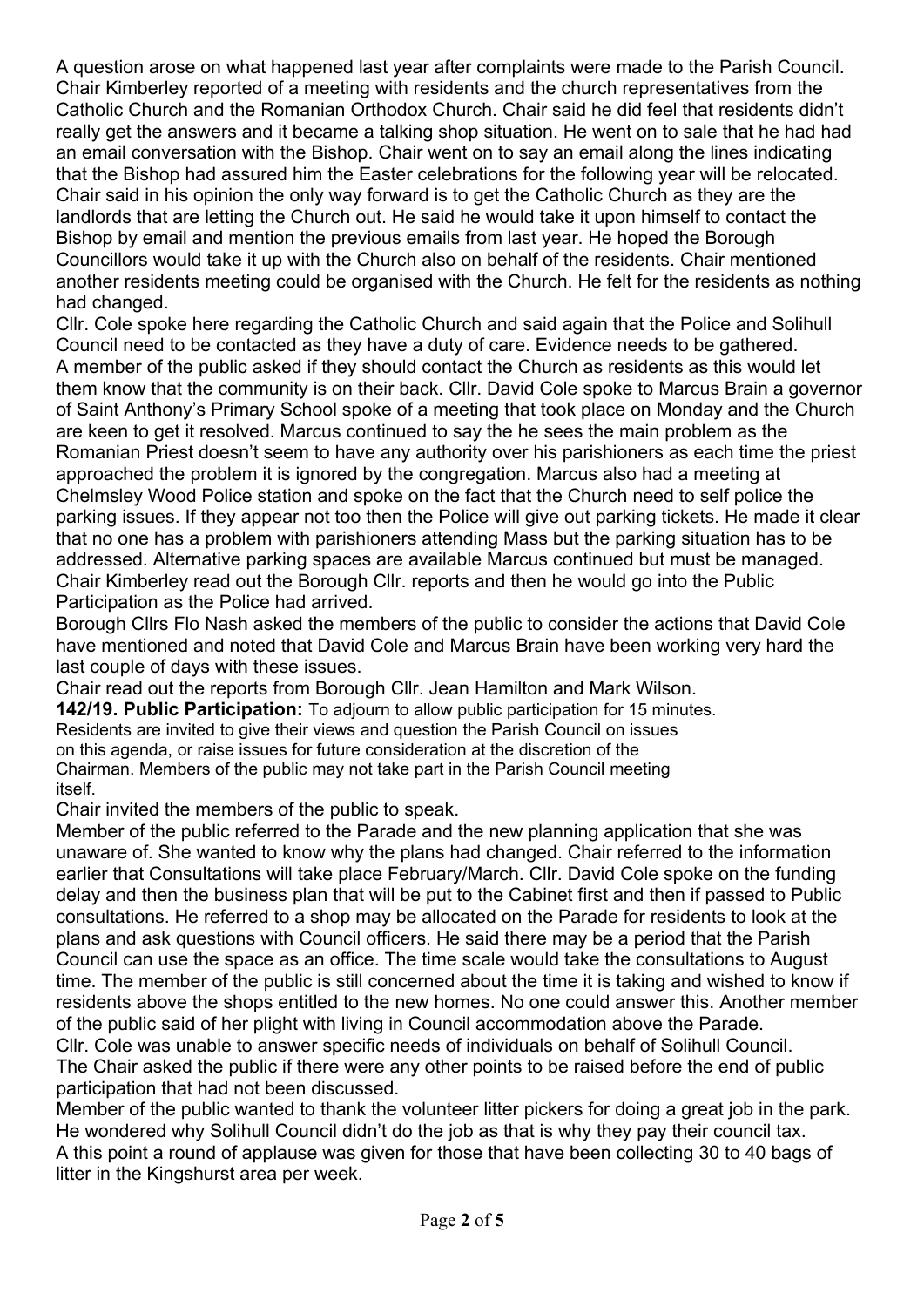A question arose on what happened last year after complaints were made to the Parish Council. Chair Kimberley reported of a meeting with residents and the church representatives from the Catholic Church and the Romanian Orthodox Church. Chair said he did feel that residents didn't really get the answers and it became a talking shop situation. He went on to sale that he had had an email conversation with the Bishop. Chair went on to say an email along the lines indicating that the Bishop had assured him the Easter celebrations for the following year will be relocated. Chair said in his opinion the only way forward is to get the Catholic Church as they are the landlords that are letting the Church out. He said he would take it upon himself to contact the Bishop by email and mention the previous emails from last year. He hoped the Borough Councillors would take it up with the Church also on behalf of the residents. Chair mentioned another residents meeting could be organised with the Church. He felt for the residents as nothing had changed.

Cllr. Cole spoke here regarding the Catholic Church and said again that the Police and Solihull Council need to be contacted as they have a duty of care. Evidence needs to be gathered.

A member of the public asked if they should contact the Church as residents as this would let them know that the community is on their back. Cllr. David Cole spoke to Marcus Brain a governor of Saint Anthony's Primary School spoke of a meeting that took place on Monday and the Church are keen to get it resolved. Marcus continued to say the he sees the main problem as the Romanian Priest doesn't seem to have any authority over his parishioners as each time the priest approached the problem it is ignored by the congregation. Marcus also had a meeting at Chelmsley Wood Police station and spoke on the fact that the Church need to self police the parking issues. If they appear not too then the Police will give out parking tickets. He made it clear that no one has a problem with parishioners attending Mass but the parking situation has to be addressed. Alternative parking spaces are available Marcus continued but must be managed.

Chair Kimberley read out the Borough Cllr. reports and then he would go into the Public Participation as the Police had arrived.

Borough Cllrs Flo Nash asked the members of the public to consider the actions that David Cole have mentioned and noted that David Cole and Marcus Brain have been working very hard the last couple of days with these issues.

Chair read out the reports from Borough Cllr. Jean Hamilton and Mark Wilson.

**142/19. Public Participation:** To adjourn to allow public participation for 15 minutes. Residents are invited to give their views and question the Parish Council on issues on this agenda, or raise issues for future consideration at the discretion of the Chairman. Members of the public may not take part in the Parish Council meeting itself.

Chair invited the members of the public to speak.

Member of the public referred to the Parade and the new planning application that she was unaware of. She wanted to know why the plans had changed. Chair referred to the information earlier that Consultations will take place February/March. Cllr. David Cole spoke on the funding delay and then the business plan that will be put to the Cabinet first and then if passed to Public consultations. He referred to a shop may be allocated on the Parade for residents to look at the plans and ask questions with Council officers. He said there may be a period that the Parish Council can use the space as an office. The time scale would take the consultations to August time. The member of the public is still concerned about the time it is taking and wished to know if residents above the shops entitled to the new homes. No one could answer this. Another member of the public said of her plight with living in Council accommodation above the Parade.

Cllr. Cole was unable to answer specific needs of individuals on behalf of Solihull Council.

The Chair asked the public if there were any other points to be raised before the end of public participation that had not been discussed.

Member of the public wanted to thank the volunteer litter pickers for doing a great job in the park. He wondered why Solihull Council didn't do the job as that is why they pay their council tax.

A this point a round of applause was given for those that have been collecting 30 to 40 bags of litter in the Kingshurst area per week.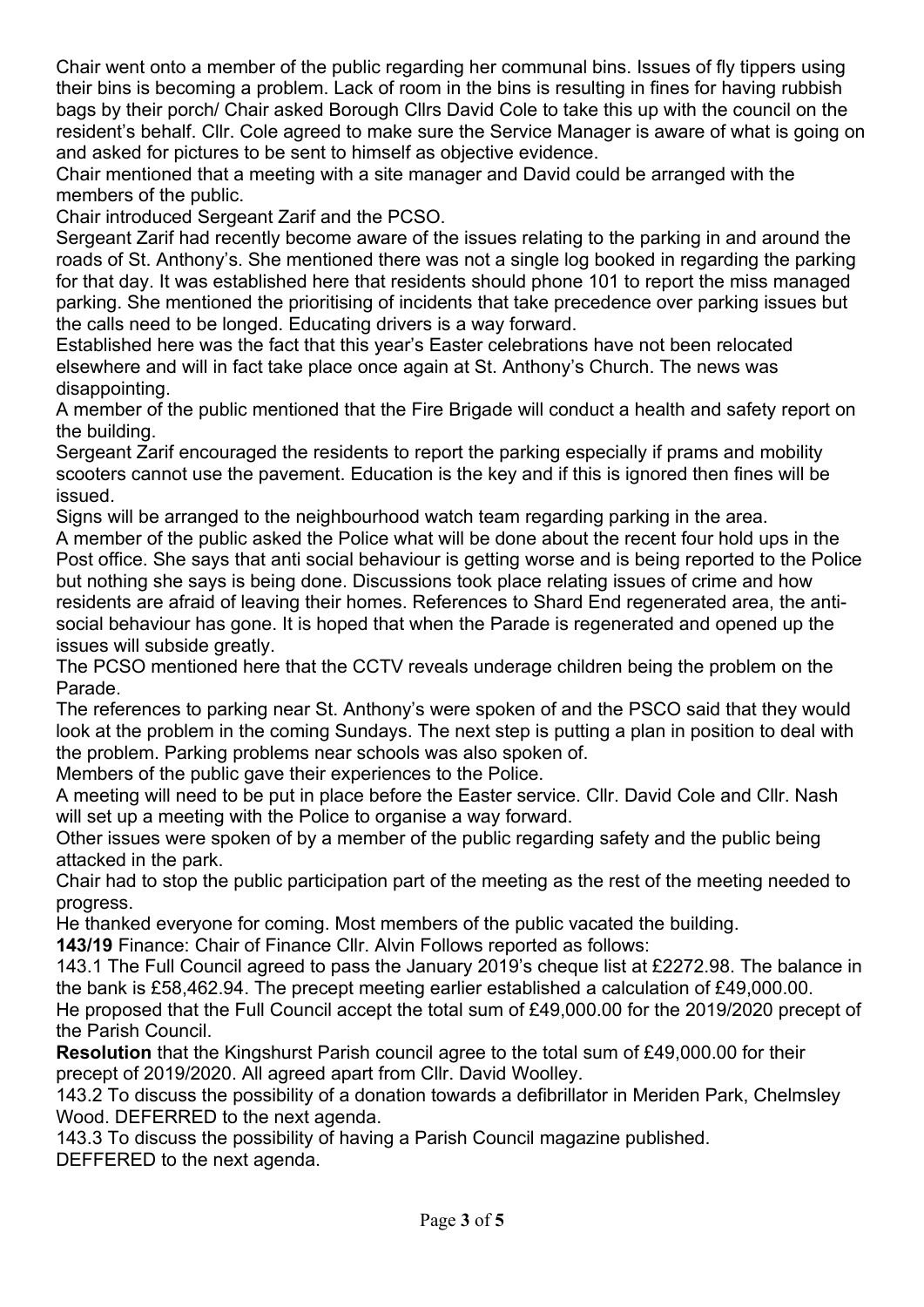Chair went onto a member of the public regarding her communal bins. Issues of fly tippers using their bins is becoming a problem. Lack of room in the bins is resulting in fines for having rubbish bags by their porch/ Chair asked Borough Cllrs David Cole to take this up with the council on the resident's behalf. Cllr. Cole agreed to make sure the Service Manager is aware of what is going on and asked for pictures to be sent to himself as objective evidence.

Chair mentioned that a meeting with a site manager and David could be arranged with the members of the public.

Chair introduced Sergeant Zarif and the PCSO.

Sergeant Zarif had recently become aware of the issues relating to the parking in and around the roads of St. Anthony's. She mentioned there was not a single log booked in regarding the parking for that day. It was established here that residents should phone 101 to report the miss managed parking. She mentioned the prioritising of incidents that take precedence over parking issues but the calls need to be longed. Educating drivers is a way forward.

Established here was the fact that this year's Easter celebrations have not been relocated elsewhere and will in fact take place once again at St. Anthony's Church. The news was disappointing.

A member of the public mentioned that the Fire Brigade will conduct a health and safety report on the building.

Sergeant Zarif encouraged the residents to report the parking especially if prams and mobility scooters cannot use the pavement. Education is the key and if this is ignored then fines will be issued.

Signs will be arranged to the neighbourhood watch team regarding parking in the area.

A member of the public asked the Police what will be done about the recent four hold ups in the Post office. She says that anti social behaviour is getting worse and is being reported to the Police but nothing she says is being done. Discussions took place relating issues of crime and how residents are afraid of leaving their homes. References to Shard End regenerated area, the anti-social behaviour has gone. It is hoped that when the Parade is regenerated and opened up the issues will subside greatly.

The PCSO mentioned here that the CCTV reveals underage children being the problem on the Parade.

The references to parking near St. Anthony's were spoken of and the PSCO said that they would look at the problem in the coming Sundays. The next step is putting a plan in position to deal with the problem. Parking problems near schools was also spoken of.

Members of the public gave their experiences to the Police.

A meeting will need to be put in place before the Easter service. Cllr. David Cole and Cllr. Nash will set up a meeting with the Police to organise a way forward.

Other issues were spoken of by a member of the public regarding safety and the public being attacked in the park.

Chair had to stop the public participation part of the meeting as the rest of the meeting needed to progress.

He thanked everyone for coming. Most members of the public vacated the building.

**143/19** Finance: Chair of Finance Cllr. Alvin Follows reported as follows:

143.1 The Full Council agreed to pass the January 2019's cheque list at £2272.98. The balance in the bank is £58,462.94. The precept meeting earlier established a calculation of £49,000.00.
He proposed that the Full Council accept the total sum of £49,000.00 for the 2019/2020 precept of the Parish Council.

**Resolution** that the Kingshurst Parish council agree to the total sum of £49,000.00 for their precept of 2019/2020. All agreed apart from Cllr. David Woolley.

143.2 To discuss the possibility of a donation towards a defibrillator in Meriden Park, Chelmsley Wood. DEFERRED to the next agenda.

143.3 To discuss the possibility of having a Parish Council magazine published.
DEFFERED to the next agenda.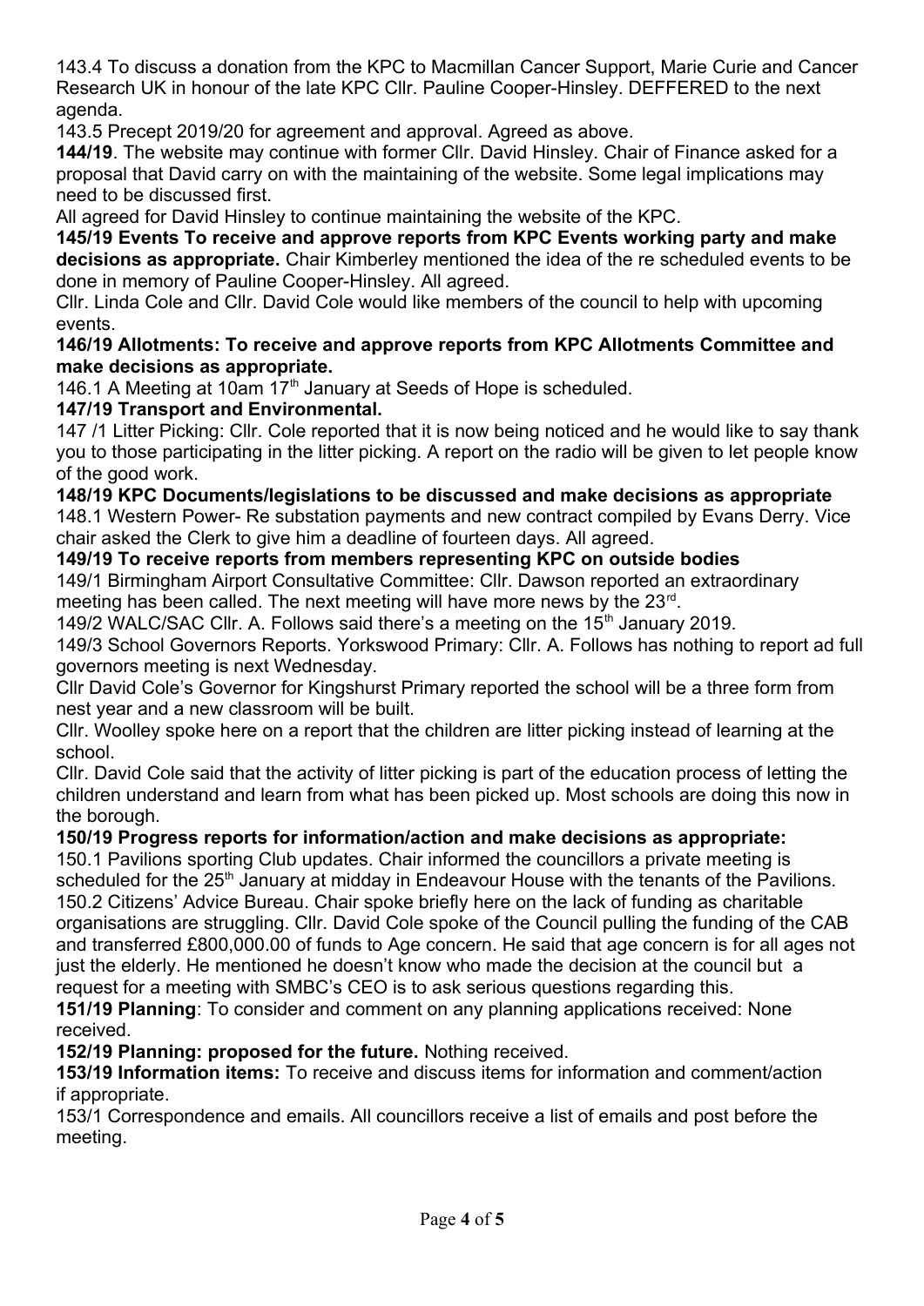143.4 To discuss a donation from the KPC to Macmillan Cancer Support, Marie Curie and Cancer Research UK in honour of the late KPC Cllr. Pauline Cooper-Hinsley. DEFFERED to the next agenda.

143.5 Precept 2019/20 for agreement and approval. Agreed as above.

**144/19**. The website may continue with former Cllr. David Hinsley. Chair of Finance asked for a proposal that David carry on with the maintaining of the website. Some legal implications may need to be discussed first.

All agreed for David Hinsley to continue maintaining the website of the KPC.

**145/19 Events To receive and approve reports from KPC Events working party and make decisions as appropriate.** Chair Kimberley mentioned the idea of the re scheduled events to be done in memory of Pauline Cooper-Hinsley. All agreed.

Cllr. Linda Cole and Cllr. David Cole would like members of the council to help with upcoming events.

**146/19 Allotments: To receive and approve reports from KPC Allotments Committee and make decisions as appropriate.**

146.1 A Meeting at 10am 17th January at Seeds of Hope is scheduled.

**147/19 Transport and Environmental.**

147 /1 Litter Picking: Cllr. Cole reported that it is now being noticed and he would like to say thank you to those participating in the litter picking. A report on the radio will be given to let people know of the good work.

**148/19 KPC Documents/legislations to be discussed and make decisions as appropriate**

148.1 Western Power- Re substation payments and new contract compiled by Evans Derry. Vice chair asked the Clerk to give him a deadline of fourteen days. All agreed.

**149/19 To receive reports from members representing KPC on outside bodies**

149/1 Birmingham Airport Consultative Committee: Cllr. Dawson reported an extraordinary meeting has been called. The next meeting will have more news by the 23rd.

149/2 WALC/SAC Cllr. A. Follows said there's a meeting on the 15th January 2019.

149/3 School Governors Reports. Yorkswood Primary: Cllr. A. Follows has nothing to report ad full governors meeting is next Wednesday.

Cllr David Cole's Governor for Kingshurst Primary reported the school will be a three form from nest year and a new classroom will be built.

Cllr. Woolley spoke here on a report that the children are litter picking instead of learning at the school.

Cllr. David Cole said that the activity of litter picking is part of the education process of letting the children understand and learn from what has been picked up. Most schools are doing this now in the borough.

**150/19 Progress reports for information/action and make decisions as appropriate:**

150.1 Pavilions sporting Club updates. Chair informed the councillors a private meeting is scheduled for the 25th January at midday in Endeavour House with the tenants of the Pavilions.

150.2 Citizens' Advice Bureau. Chair spoke briefly here on the lack of funding as charitable organisations are struggling. Cllr. David Cole spoke of the Council pulling the funding of the CAB and transferred £800,000.00 of funds to Age concern. He said that age concern is for all ages not just the elderly. He mentioned he doesn't know who made the decision at the council but a request for a meeting with SMBC's CEO is to ask serious questions regarding this.

**151/19 Planning**: To consider and comment on any planning applications received: None received.

**152/19 Planning: proposed for the future.** Nothing received.

**153/19 Information items:** To receive and discuss items for information and comment/action if appropriate.

153/1 Correspondence and emails. All councillors receive a list of emails and post before the meeting.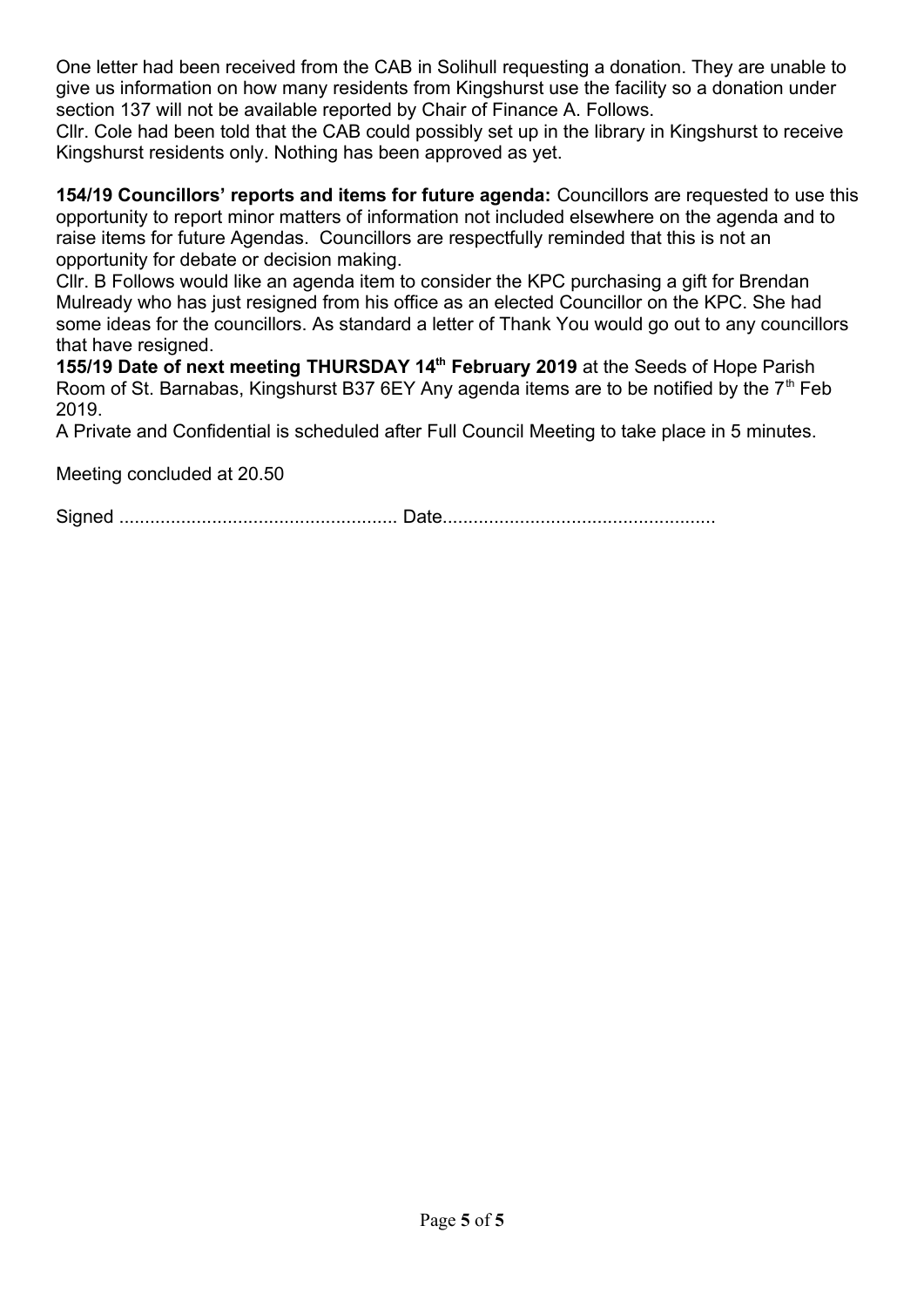One letter had been received from the CAB in Solihull requesting a donation. They are unable to give us information on how many residents from Kingshurst use the facility so a donation under section 137 will not be available reported by Chair of Finance A. Follows.
Cllr. Cole had been told that the CAB could possibly set up in the library in Kingshurst to receive Kingshurst residents only. Nothing has been approved as yet.

**154/19 Councillors' reports and items for future agenda:** Councillors are requested to use this opportunity to report minor matters of information not included elsewhere on the agenda and to raise items for future Agendas. Councillors are respectfully reminded that this is not an opportunity for debate or decision making.
Cllr. B Follows would like an agenda item to consider the KPC purchasing a gift for Brendan Mulready who has just resigned from his office as an elected Councillor on the KPC. She had some ideas for the councillors. As standard a letter of Thank You would go out to any councillors that have resigned.
**155/19 Date of next meeting THURSDAY 14th February 2019** at the Seeds of Hope Parish Room of St. Barnabas, Kingshurst B37 6EY Any agenda items are to be notified by the 7th Feb 2019.
A Private and Confidential is scheduled after Full Council Meeting to take place in 5 minutes.

Meeting concluded at 20.50

Signed ..................................................... Date....................................................